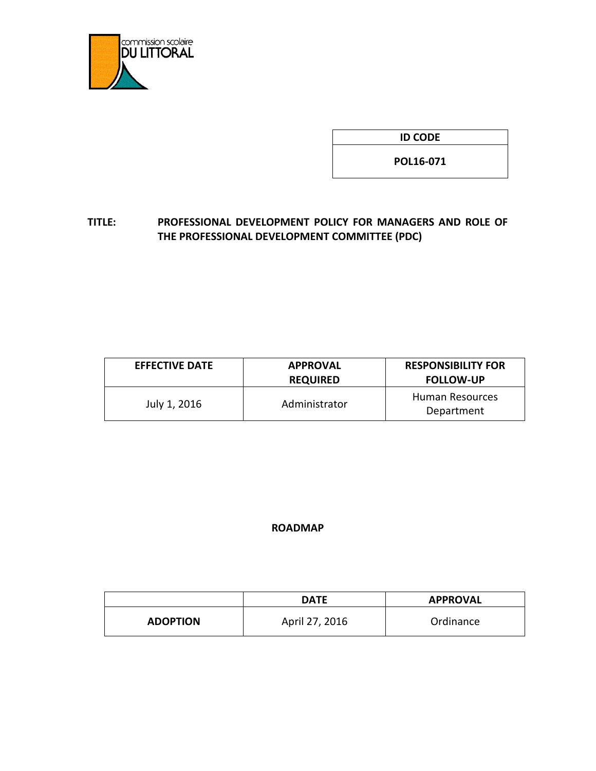commission scolaire
DU LITTORAL

| ID CODE |
| --- |
| POL16-071 |

**TITLE:** **PROFESSIONAL DEVELOPMENT POLICY FOR MANAGERS AND ROLE OF THE PROFESSIONAL DEVELOPMENT COMMITTEE (PDC)**

| EFFECTIVE DATE | APPROVAL REQUIRED | RESPONSIBILITY FOR FOLLOW-UP |
| --- | --- | --- |
| July 1, 2016 | Administrator | Human Resources Department |

**ROADMAP**

| | DATE | APPROVAL |
| --- | --- | --- |
| **ADOPTION** | April 27, 2016 | Ordinance |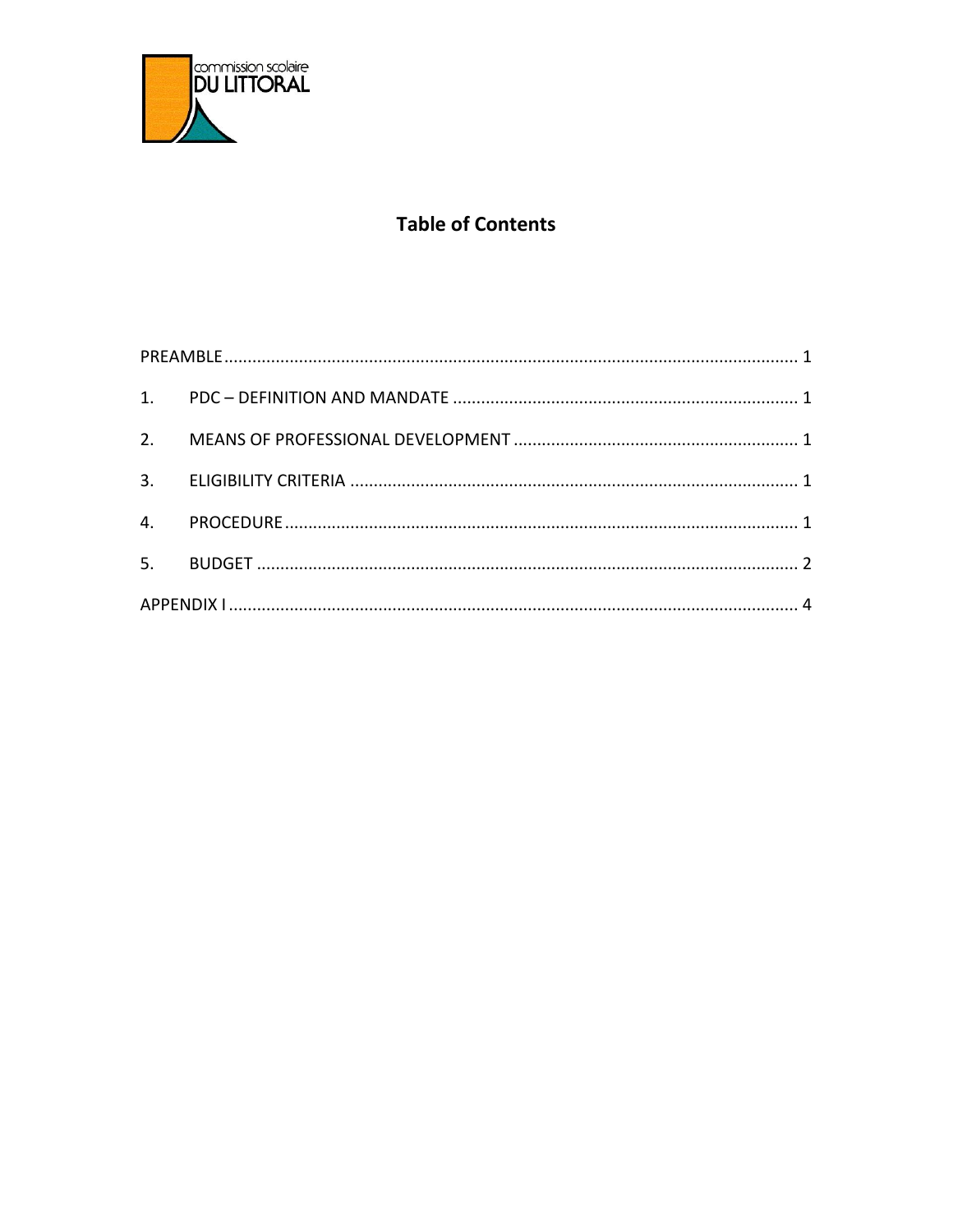# Table of Contents

| | |
|---|---|
| PREAMBLE | 1 |
| 1. PDC – DEFINITION AND MANDATE | 1 |
| 2. MEANS OF PROFESSIONAL DEVELOPMENT | 1 |
| 3. ELIGIBILITY CRITERIA | 1 |
| 4. PROCEDURE | 1 |
| 5. BUDGET | 2 |
| APPENDIX I | 4 |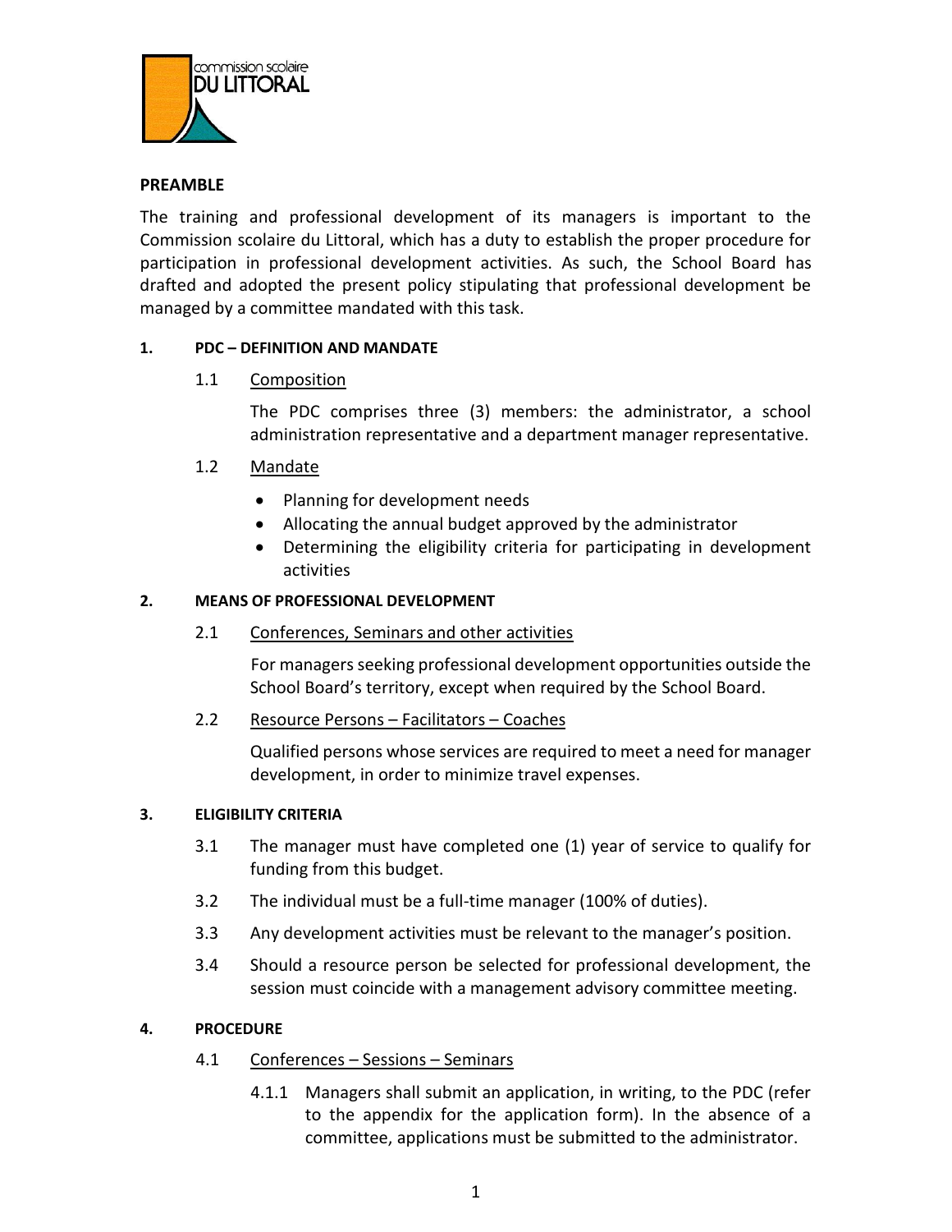## PREAMBLE

The training and professional development of its managers is important to the Commission scolaire du Littoral, which has a duty to establish the proper procedure for participation in professional development activities. As such, the School Board has drafted and adopted the present policy stipulating that professional development be managed by a committee mandated with this task.

### 1. PDC – DEFINITION AND MANDATE

1.1 Composition

The PDC comprises three (3) members: the administrator, a school administration representative and a department manager representative.

1.2 Mandate

- Planning for development needs
- Allocating the annual budget approved by the administrator
- Determining the eligibility criteria for participating in development activities

### 2. MEANS OF PROFESSIONAL DEVELOPMENT

2.1 Conferences, Seminars and other activities

For managers seeking professional development opportunities outside the School Board's territory, except when required by the School Board.

2.2 Resource Persons – Facilitators – Coaches

Qualified persons whose services are required to meet a need for manager development, in order to minimize travel expenses.

### 3. ELIGIBILITY CRITERIA

3.1 The manager must have completed one (1) year of service to qualify for funding from this budget.

3.2 The individual must be a full-time manager (100% of duties).

3.3 Any development activities must be relevant to the manager's position.

3.4 Should a resource person be selected for professional development, the session must coincide with a management advisory committee meeting.

### 4. PROCEDURE

4.1 Conferences – Sessions – Seminars

4.1.1 Managers shall submit an application, in writing, to the PDC (refer to the appendix for the application form). In the absence of a committee, applications must be submitted to the administrator.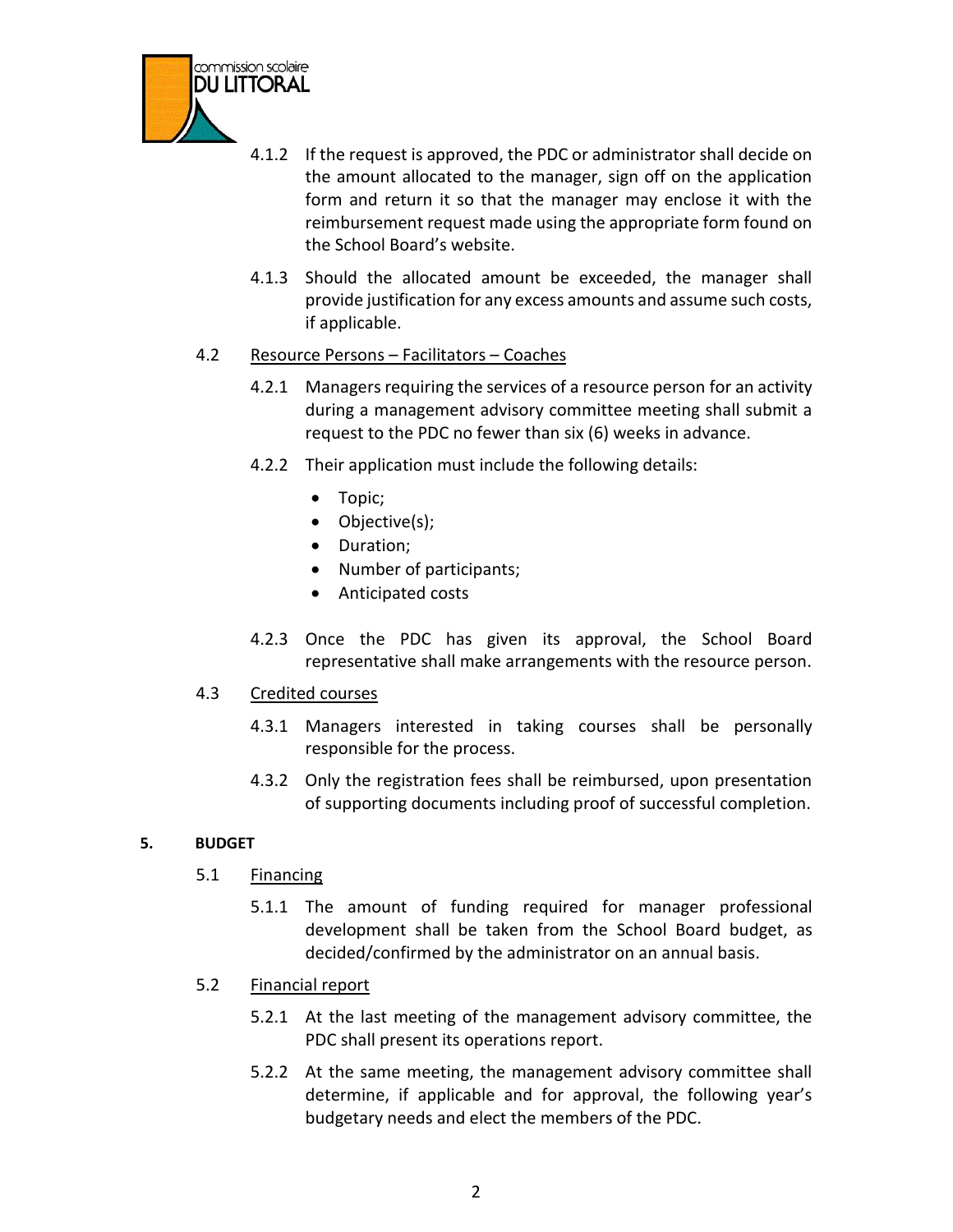4.1.2 If the request is approved, the PDC or administrator shall decide on the amount allocated to the manager, sign off on the application form and return it so that the manager may enclose it with the reimbursement request made using the appropriate form found on the School Board's website.

4.1.3 Should the allocated amount be exceeded, the manager shall provide justification for any excess amounts and assume such costs, if applicable.

4.2 Resource Persons – Facilitators – Coaches

4.2.1 Managers requiring the services of a resource person for an activity during a management advisory committee meeting shall submit a request to the PDC no fewer than six (6) weeks in advance.

4.2.2 Their application must include the following details:

- Topic;
- Objective(s);
- Duration;
- Number of participants;
- Anticipated costs

4.2.3 Once the PDC has given its approval, the School Board representative shall make arrangements with the resource person.

4.3 Credited courses

4.3.1 Managers interested in taking courses shall be personally responsible for the process.

4.3.2 Only the registration fees shall be reimbursed, upon presentation of supporting documents including proof of successful completion.

## 5. BUDGET

5.1 Financing

5.1.1 The amount of funding required for manager professional development shall be taken from the School Board budget, as decided/confirmed by the administrator on an annual basis.

5.2 Financial report

5.2.1 At the last meeting of the management advisory committee, the PDC shall present its operations report.

5.2.2 At the same meeting, the management advisory committee shall determine, if applicable and for approval, the following year's budgetary needs and elect the members of the PDC.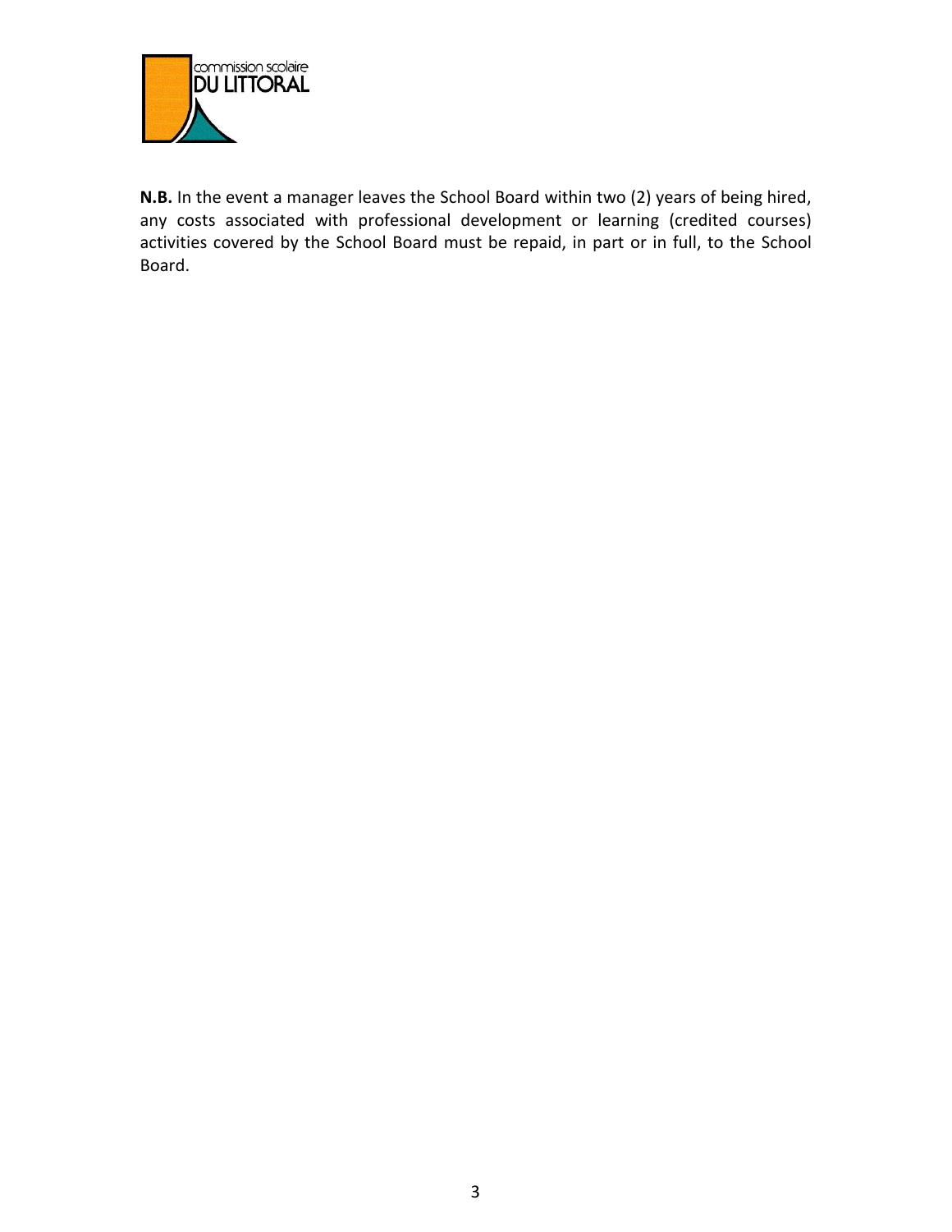**N.B.** In the event a manager leaves the School Board within two (2) years of being hired, any costs associated with professional development or learning (credited courses) activities covered by the School Board must be repaid, in part or in full, to the School Board.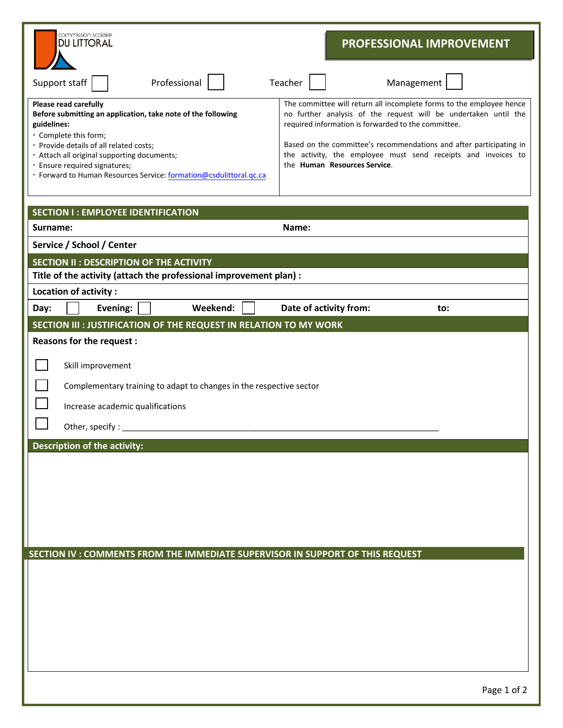commission scolaire
DU LITTORAL

# PROFESSIONAL IMPROVEMENT

Support staff ☐ Professional ☐ Teacher ☐ Management ☐

**Please read carefully**
**Before submitting an application, take note of the following guidelines:**

- Complete this form;
- Provide details of all related costs;
- Attach all original supporting documents;
- Ensure required signatures;
- Forward to Human Resources Service: formation@csdulittoral.qc.ca

The committee will return all incomplete forms to the employee hence no further analysis of the request will be undertaken until the required information is forwarded to the committee.

Based on the committee's recommendations and after participating in the activity, the employee must send receipts and invoices to the **Human Resources Service**.

## SECTION I : EMPLOYEE IDENTIFICATION

**Surname:** **Name:**

**Service / School / Center**

## SECTION II : DESCRIPTION OF THE ACTIVITY

**Title of the activity (attach the professional improvement plan) :**

**Location of activity :**

**Day:** ☐ **Evening:** ☐ **Weekend:** ☐ **Date of activity from:** **to:**

## SECTION III : JUSTIFICATION OF THE REQUEST IN RELATION TO MY WORK

**Reasons for the request :**

☐ Skill improvement

☐ Complementary training to adapt to changes in the respective sector

☐ Increase academic qualifications

☐ Other, specify : ______________________________________________________________________

**Description of the activity:**

## SECTION IV : COMMENTS FROM THE IMMEDIATE SUPERVISOR IN SUPPORT OF THIS REQUEST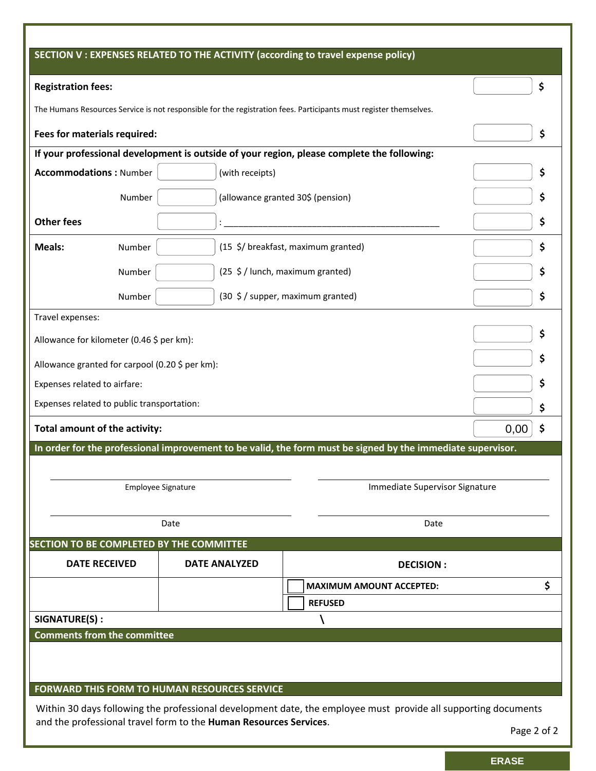## SECTION V : EXPENSES RELATED TO THE ACTIVITY (according to travel expense policy)

**Registration fees:** $

The Humans Resources Service is not responsible for the registration fees. Participants must register themselves.

**Fees for materials required:** $

**If your professional development is outside of your region, please complete the following:**

**Accommodations :** Number (with receipts) $

Number (allowance granted 30$ (pension) $

**Other fees** : ____________________________________________ $

**Meals:** Number (15 $/ breakfast, maximum granted) $

Number (25 $ / lunch, maximum granted) $

Number (30 $ / supper, maximum granted) $

Travel expenses:

Allowance for kilometer (0.46 $ per km): $

Allowance granted for carpool (0.20 $ per km): $

Expenses related to airfare: $

Expenses related to public transportation: $

**Total amount of the activity:** 0,00 $

**In order for the professional improvement to be valid, the form must be signed by the immediate supervisor.**

Employee Signature

Immediate Supervisor Signature

Date

Date

## SECTION TO BE COMPLETED BY THE COMMITTEE

| DATE RECEIVED | DATE ANALYZED | DECISION : |
|---|---|---|
| | | ☐ MAXIMUM AMOUNT ACCEPTED: $ |
| | | ☐ REFUSED |

**SIGNATURE(S) :** \

**Comments from the committee**

**FORWARD THIS FORM TO HUMAN RESOURCES SERVICE**

Within 30 days following the professional development date, the employee must provide all supporting documents and the professional travel form to the **Human Resources Services**.

ERASE